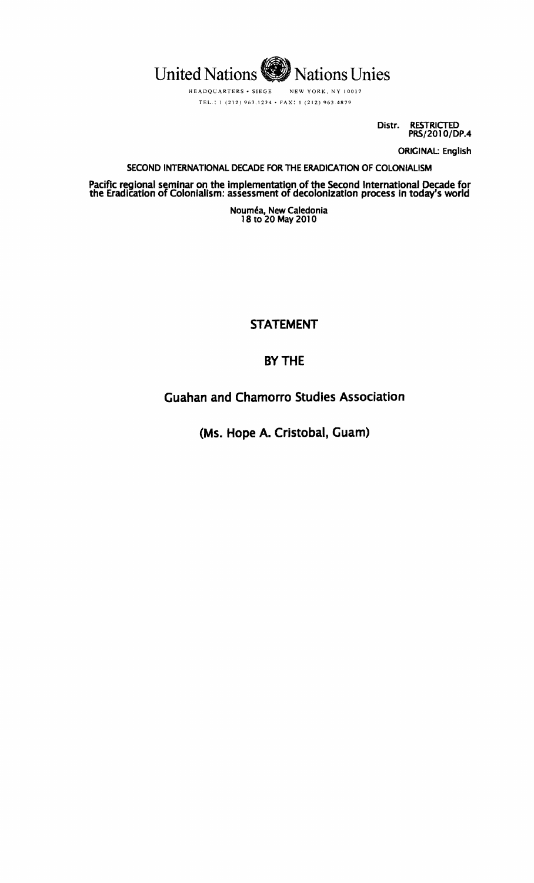United Nations Nations Unies

HEADQUARTERS • SIEGE NEW YORK, NY 10017

TEL.: 1 (212) 963.1234 • FAX: 1 (212) 963.4879

Distr. RESTRICTED
PRS/2010/DP.4

ORIGINAL: English

**SECOND INTERNATIONAL DECADE FOR THE ERADICATION OF COLONIALISM**

**Pacific regional seminar on the implementation of the Second International Decade for the Eradication of Colonialism: assessment of decolonization process in today's world**

**Nouméa, New Caledonia**
**18 to 20 May 2010**

# STATEMENT

# BY THE

## Guahan and Chamorro Studies Association

## (Ms. Hope A. Cristobal, Guam)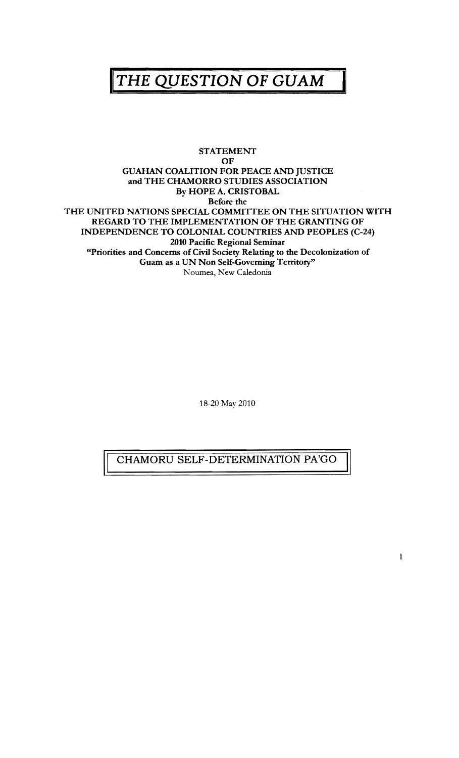# *THE QUESTION OF GUAM*

**STATEMENT**
**OF**
**GUAHAN COALITION FOR PEACE AND JUSTICE**
**and THE CHAMORRO STUDIES ASSOCIATION**
**By HOPE A. CRISTOBAL**
**Before the**
**THE UNITED NATIONS SPECIAL COMMITTEE ON THE SITUATION WITH REGARD TO THE IMPLEMENTATION OF THE GRANTING OF INDEPENDENCE TO COLONIAL COUNTRIES AND PEOPLES (C-24)**
**2010 Pacific Regional Seminar**
**"Priorities and Concerns of Civil Society Relating to the Decolonization of Guam as a UN Non Self-Governing Territory"**
Noumea, New Caledonia

18-20 May 2010

CHAMORU SELF-DETERMINATION PA'GO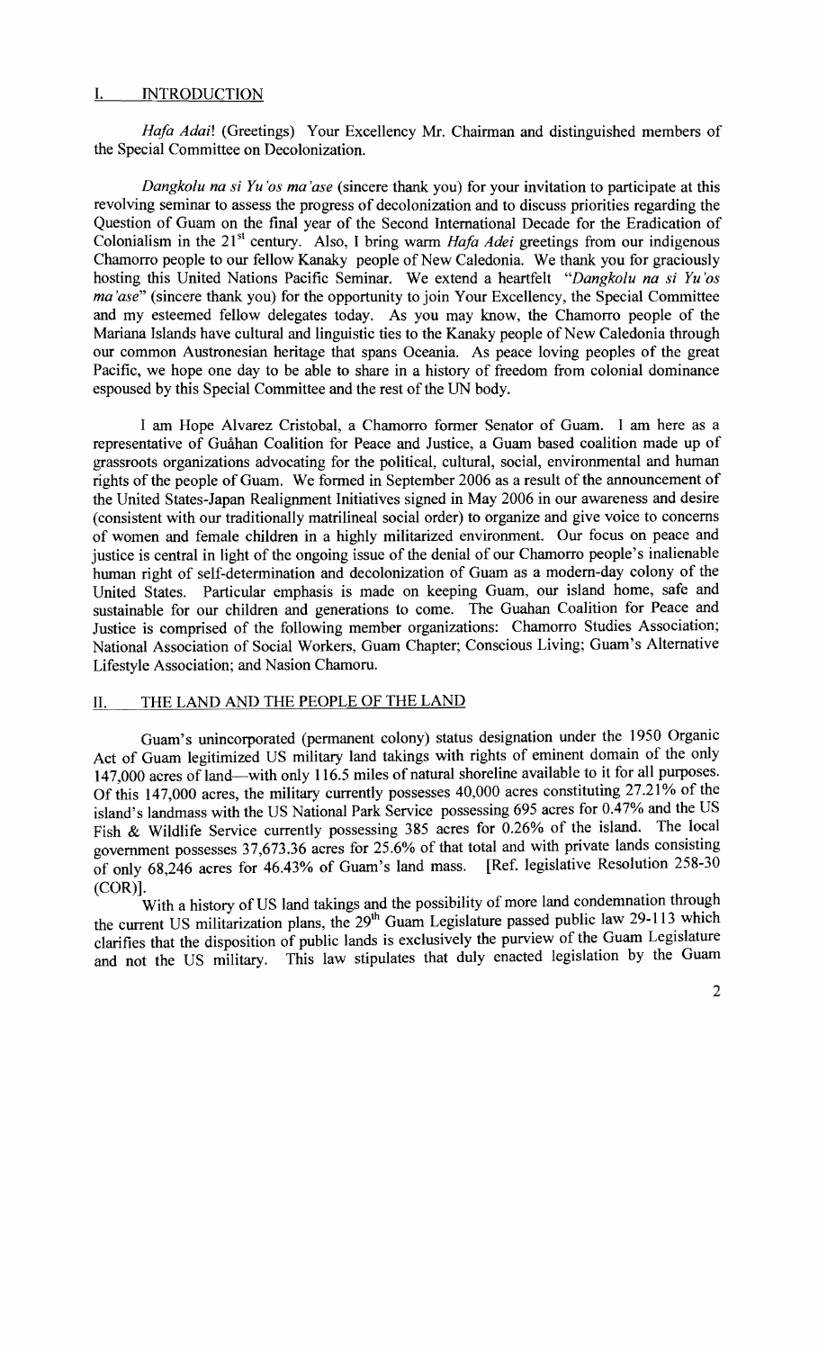## I. INTRODUCTION

*Hafa Adai*! (Greetings) Your Excellency Mr. Chairman and distinguished members of the Special Committee on Decolonization.

*Dangkolu na si Yu'os ma'ase* (sincere thank you) for your invitation to participate at this revolving seminar to assess the progress of decolonization and to discuss priorities regarding the Question of Guam on the final year of the Second International Decade for the Eradication of Colonialism in the 21st century. Also, I bring warm *Hafa Adei* greetings from our indigenous Chamorro people to our fellow Kanaky people of New Caledonia. We thank you for graciously hosting this United Nations Pacific Seminar. We extend a heartfelt "*Dangkolu na si Yu'os ma'ase*" (sincere thank you) for the opportunity to join Your Excellency, the Special Committee and my esteemed fellow delegates today. As you may know, the Chamorro people of the Mariana Islands have cultural and linguistic ties to the Kanaky people of New Caledonia through our common Austronesian heritage that spans Oceania. As peace loving peoples of the great Pacific, we hope one day to be able to share in a history of freedom from colonial dominance espoused by this Special Committee and the rest of the UN body.

I am Hope Alvarez Cristobal, a Chamorro former Senator of Guam. I am here as a representative of Guåhan Coalition for Peace and Justice, a Guam based coalition made up of grassroots organizations advocating for the political, cultural, social, environmental and human rights of the people of Guam. We formed in September 2006 as a result of the announcement of the United States-Japan Realignment Initiatives signed in May 2006 in our awareness and desire (consistent with our traditionally matrilineal social order) to organize and give voice to concerns of women and female children in a highly militarized environment. Our focus on peace and justice is central in light of the ongoing issue of the denial of our Chamorro people's inalienable human right of self-determination and decolonization of Guam as a modern-day colony of the United States. Particular emphasis is made on keeping Guam, our island home, safe and sustainable for our children and generations to come. The Guahan Coalition for Peace and Justice is comprised of the following member organizations: Chamorro Studies Association; National Association of Social Workers, Guam Chapter; Conscious Living; Guam's Alternative Lifestyle Association; and Nasion Chamoru.

## II. THE LAND AND THE PEOPLE OF THE LAND

Guam's unincorporated (permanent colony) status designation under the 1950 Organic Act of Guam legitimized US military land takings with rights of eminent domain of the only 147,000 acres of land—with only 116.5 miles of natural shoreline available to it for all purposes. Of this 147,000 acres, the military currently possesses 40,000 acres constituting 27.21% of the island's landmass with the US National Park Service possessing 695 acres for 0.47% and the US Fish & Wildlife Service currently possessing 385 acres for 0.26% of the island. The local government possesses 37,673.36 acres for 25.6% of that total and with private lands consisting of only 68,246 acres for 46.43% of Guam's land mass. [Ref. legislative Resolution 258-30 (COR)].

With a history of US land takings and the possibility of more land condemnation through the current US militarization plans, the 29th Guam Legislature passed public law 29-113 which clarifies that the disposition of public lands is exclusively the purview of the Guam Legislature and not the US military. This law stipulates that duly enacted legislation by the Guam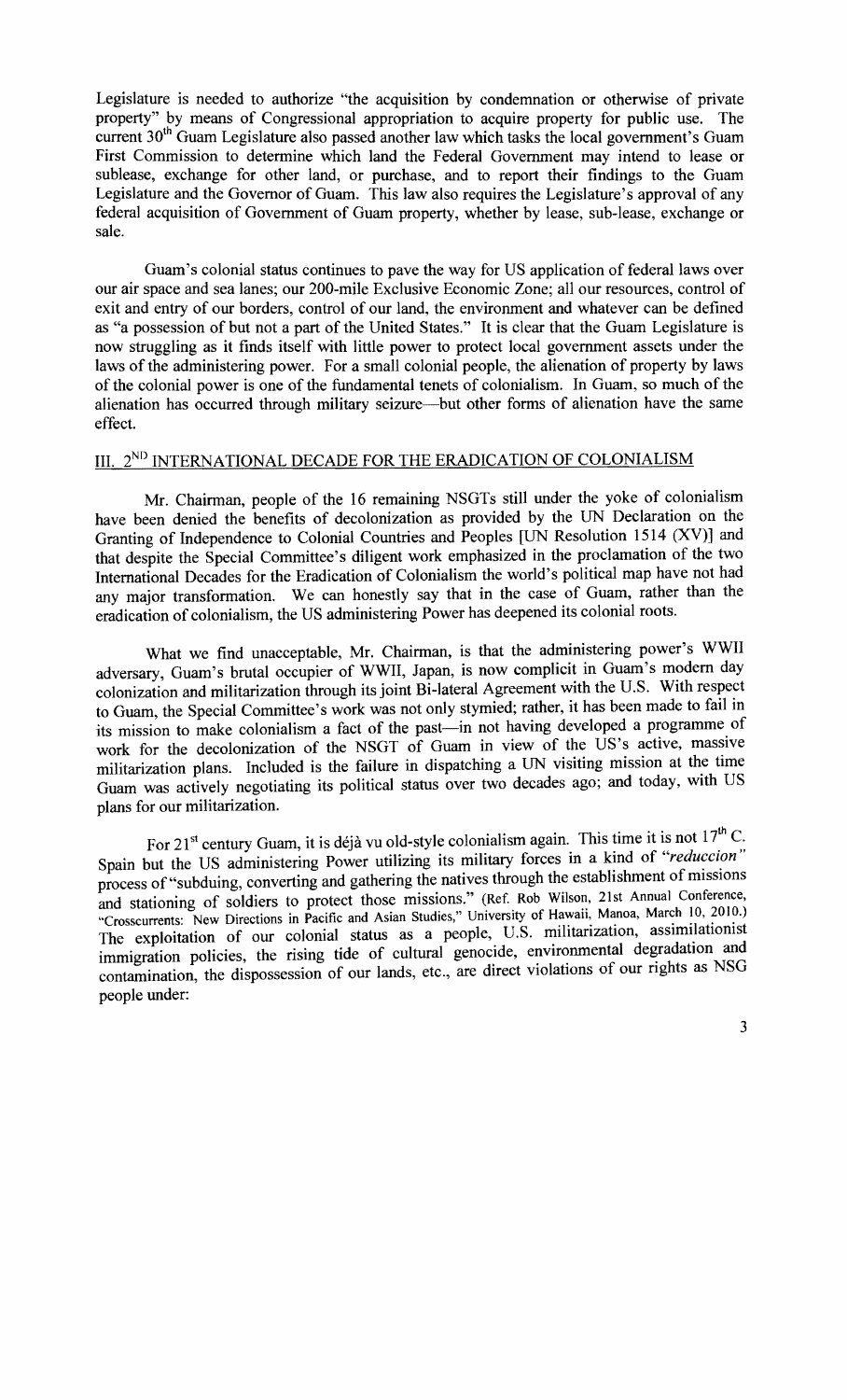Legislature is needed to authorize "the acquisition by condemnation or otherwise of private property" by means of Congressional appropriation to acquire property for public use. The current 30th Guam Legislature also passed another law which tasks the local government's Guam First Commission to determine which land the Federal Government may intend to lease or sublease, exchange for other land, or purchase, and to report their findings to the Guam Legislature and the Governor of Guam. This law also requires the Legislature's approval of any federal acquisition of Government of Guam property, whether by lease, sub-lease, exchange or sale.

Guam's colonial status continues to pave the way for US application of federal laws over our air space and sea lanes; our 200-mile Exclusive Economic Zone; all our resources, control of exit and entry of our borders, control of our land, the environment and whatever can be defined as "a possession of but not a part of the United States." It is clear that the Guam Legislature is now struggling as it finds itself with little power to protect local government assets under the laws of the administering power. For a small colonial people, the alienation of property by laws of the colonial power is one of the fundamental tenets of colonialism. In Guam, so much of the alienation has occurred through military seizure—but other forms of alienation have the same effect.

## III. 2ND INTERNATIONAL DECADE FOR THE ERADICATION OF COLONIALISM

Mr. Chairman, people of the 16 remaining NSGTs still under the yoke of colonialism have been denied the benefits of decolonization as provided by the UN Declaration on the Granting of Independence to Colonial Countries and Peoples [UN Resolution 1514 (XV)] and that despite the Special Committee's diligent work emphasized in the proclamation of the two International Decades for the Eradication of Colonialism the world's political map have not had any major transformation. We can honestly say that in the case of Guam, rather than the eradication of colonialism, the US administering Power has deepened its colonial roots.

What we find unacceptable, Mr. Chairman, is that the administering power's WWII adversary, Guam's brutal occupier of WWII, Japan, is now complicit in Guam's modern day colonization and militarization through its joint Bi-lateral Agreement with the U.S. With respect to Guam, the Special Committee's work was not only stymied; rather, it has been made to fail in its mission to make colonialism a fact of the past—in not having developed a programme of work for the decolonization of the NSGT of Guam in view of the US's active, massive militarization plans. Included is the failure in dispatching a UN visiting mission at the time Guam was actively negotiating its political status over two decades ago; and today, with US plans for our militarization.

For 21st century Guam, it is déjà vu old-style colonialism again. This time it is not 17th C. Spain but the US administering Power utilizing its military forces in a kind of *"reduccion"* process of "subduing, converting and gathering the natives through the establishment of missions and stationing of soldiers to protect those missions." (Ref. Rob Wilson, 21st Annual Conference, "Crosscurrents: New Directions in Pacific and Asian Studies," University of Hawaii, Manoa, March 10, 2010.) The exploitation of our colonial status as a people, U.S. militarization, assimilationist immigration policies, the rising tide of cultural genocide, environmental degradation and contamination, the dispossession of our lands, etc., are direct violations of our rights as NSG people under: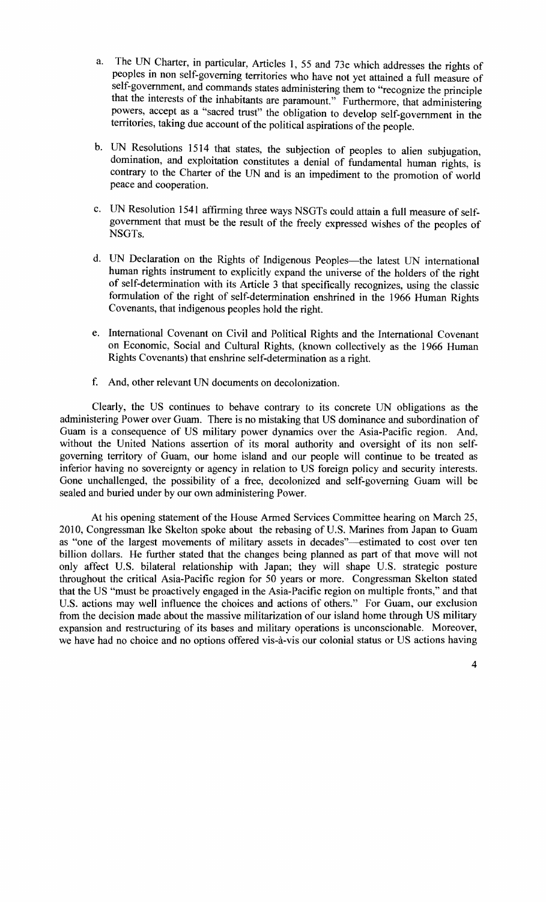a. The UN Charter, in particular, Articles 1, 55 and 73e which addresses the rights of peoples in non self-governing territories who have not yet attained a full measure of self-government, and commands states administering them to "recognize the principle that the interests of the inhabitants are paramount." Furthermore, that administering powers, accept as a "sacred trust" the obligation to develop self-government in the territories, taking due account of the political aspirations of the people.

b. UN Resolutions 1514 that states, the subjection of peoples to alien subjugation, domination, and exploitation constitutes a denial of fundamental human rights, is contrary to the Charter of the UN and is an impediment to the promotion of world peace and cooperation.

c. UN Resolution 1541 affirming three ways NSGTs could attain a full measure of self-government that must be the result of the freely expressed wishes of the peoples of NSGTs.

d. UN Declaration on the Rights of Indigenous Peoples—the latest UN international human rights instrument to explicitly expand the universe of the holders of the right of self-determination with its Article 3 that specifically recognizes, using the classic formulation of the right of self-determination enshrined in the 1966 Human Rights Covenants, that indigenous peoples hold the right.

e. International Covenant on Civil and Political Rights and the International Covenant on Economic, Social and Cultural Rights, (known collectively as the 1966 Human Rights Covenants) that enshrine self-determination as a right.

f. And, other relevant UN documents on decolonization.

Clearly, the US continues to behave contrary to its concrete UN obligations as the administering Power over Guam. There is no mistaking that US dominance and subordination of Guam is a consequence of US military power dynamics over the Asia-Pacific region. And, without the United Nations assertion of its moral authority and oversight of its non self-governing territory of Guam, our home island and our people will continue to be treated as inferior having no sovereignty or agency in relation to US foreign policy and security interests. Gone unchallenged, the possibility of a free, decolonized and self-governing Guam will be sealed and buried under by our own administering Power.

At his opening statement of the House Armed Services Committee hearing on March 25, 2010, Congressman Ike Skelton spoke about the rebasing of U.S. Marines from Japan to Guam as "one of the largest movements of military assets in decades"—estimated to cost over ten billion dollars. He further stated that the changes being planned as part of that move will not only affect U.S. bilateral relationship with Japan; they will shape U.S. strategic posture throughout the critical Asia-Pacific region for 50 years or more. Congressman Skelton stated that the US "must be proactively engaged in the Asia-Pacific region on multiple fronts," and that U.S. actions may well influence the choices and actions of others." For Guam, our exclusion from the decision made about the massive militarization of our island home through US military expansion and restructuring of its bases and military operations is unconscionable. Moreover, we have had no choice and no options offered vis-à-vis our colonial status or US actions having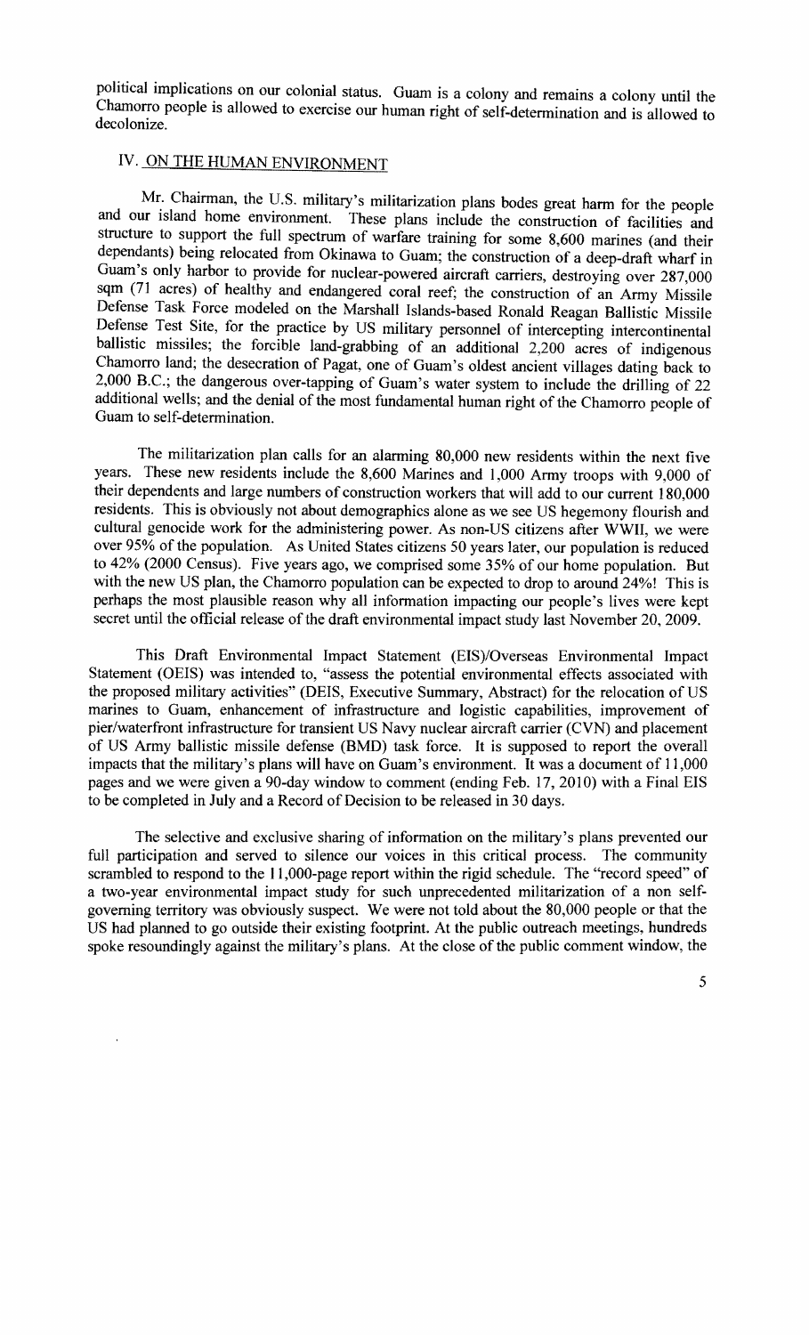political implications on our colonial status. Guam is a colony and remains a colony until the Chamorro people is allowed to exercise our human right of self-determination and is allowed to decolonize.

## IV. ON THE HUMAN ENVIRONMENT

Mr. Chairman, the U.S. military's militarization plans bodes great harm for the people and our island home environment. These plans include the construction of facilities and structure to support the full spectrum of warfare training for some 8,600 marines (and their dependants) being relocated from Okinawa to Guam; the construction of a deep-draft wharf in Guam's only harbor to provide for nuclear-powered aircraft carriers, destroying over 287,000 sqm (71 acres) of healthy and endangered coral reef; the construction of an Army Missile Defense Task Force modeled on the Marshall Islands-based Ronald Reagan Ballistic Missile Defense Test Site, for the practice by US military personnel of intercepting intercontinental ballistic missiles; the forcible land-grabbing of an additional 2,200 acres of indigenous Chamorro land; the desecration of Pagat, one of Guam's oldest ancient villages dating back to 2,000 B.C.; the dangerous over-tapping of Guam's water system to include the drilling of 22 additional wells; and the denial of the most fundamental human right of the Chamorro people of Guam to self-determination.

The militarization plan calls for an alarming 80,000 new residents within the next five years. These new residents include the 8,600 Marines and 1,000 Army troops with 9,000 of their dependents and large numbers of construction workers that will add to our current 180,000 residents. This is obviously not about demographics alone as we see US hegemony flourish and cultural genocide work for the administering power. As non-US citizens after WWII, we were over 95% of the population. As United States citizens 50 years later, our population is reduced to 42% (2000 Census). Five years ago, we comprised some 35% of our home population. But with the new US plan, the Chamorro population can be expected to drop to around 24%! This is perhaps the most plausible reason why all information impacting our people's lives were kept secret until the official release of the draft environmental impact study last November 20, 2009.

This Draft Environmental Impact Statement (EIS)/Overseas Environmental Impact Statement (OEIS) was intended to, "assess the potential environmental effects associated with the proposed military activities" (DEIS, Executive Summary, Abstract) for the relocation of US marines to Guam, enhancement of infrastructure and logistic capabilities, improvement of pier/waterfront infrastructure for transient US Navy nuclear aircraft carrier (CVN) and placement of US Army ballistic missile defense (BMD) task force. It is supposed to report the overall impacts that the military's plans will have on Guam's environment. It was a document of 11,000 pages and we were given a 90-day window to comment (ending Feb. 17, 2010) with a Final EIS to be completed in July and a Record of Decision to be released in 30 days.

The selective and exclusive sharing of information on the military's plans prevented our full participation and served to silence our voices in this critical process. The community scrambled to respond to the 11,000-page report within the rigid schedule. The "record speed" of a two-year environmental impact study for such unprecedented militarization of a non self-governing territory was obviously suspect. We were not told about the 80,000 people or that the US had planned to go outside their existing footprint. At the public outreach meetings, hundreds spoke resoundingly against the military's plans. At the close of the public comment window, the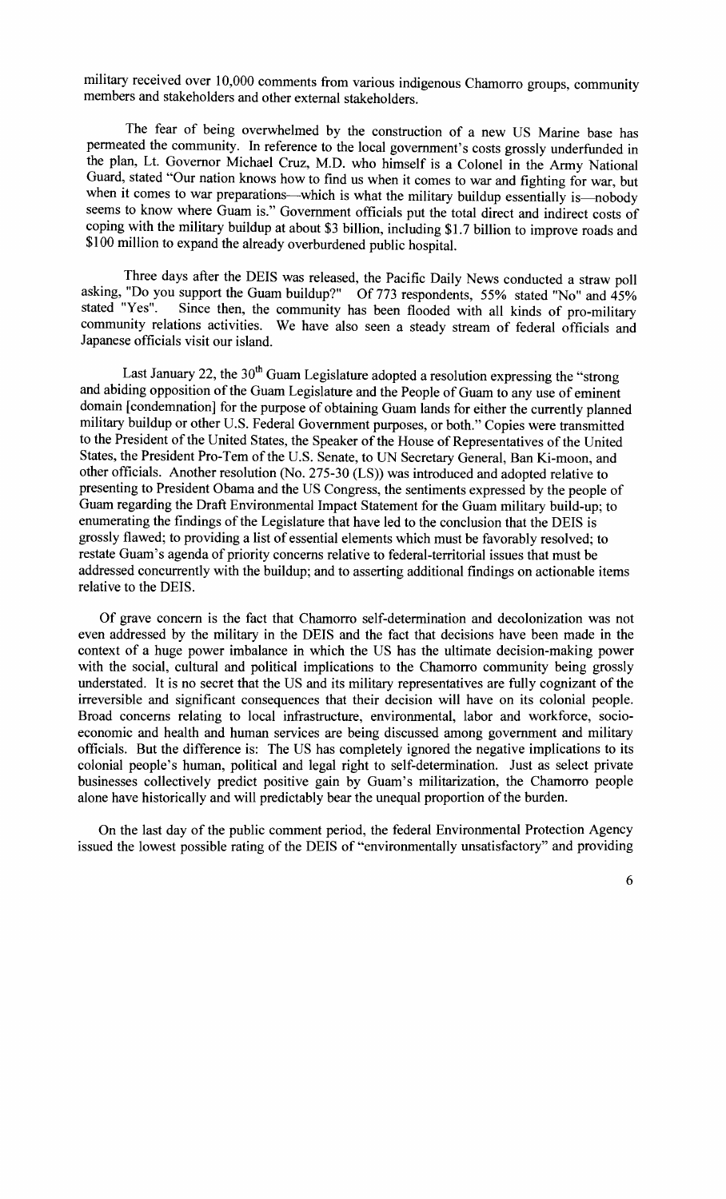military received over 10,000 comments from various indigenous Chamorro groups, community members and stakeholders and other external stakeholders.

The fear of being overwhelmed by the construction of a new US Marine base has permeated the community. In reference to the local government's costs grossly underfunded in the plan, Lt. Governor Michael Cruz, M.D. who himself is a Colonel in the Army National Guard, stated "Our nation knows how to find us when it comes to war and fighting for war, but when it comes to war preparations—which is what the military buildup essentially is—nobody seems to know where Guam is." Government officials put the total direct and indirect costs of coping with the military buildup at about $3 billion, including $1.7 billion to improve roads and $100 million to expand the already overburdened public hospital.

Three days after the DEIS was released, the Pacific Daily News conducted a straw poll asking, "Do you support the Guam buildup?" Of 773 respondents, 55% stated "No" and 45% stated "Yes". Since then, the community has been flooded with all kinds of pro-military community relations activities. We have also seen a steady stream of federal officials and Japanese officials visit our island.

Last January 22, the 30th Guam Legislature adopted a resolution expressing the "strong and abiding opposition of the Guam Legislature and the People of Guam to any use of eminent domain [condemnation] for the purpose of obtaining Guam lands for either the currently planned military buildup or other U.S. Federal Government purposes, or both." Copies were transmitted to the President of the United States, the Speaker of the House of Representatives of the United States, the President Pro-Tem of the U.S. Senate, to UN Secretary General, Ban Ki-moon, and other officials. Another resolution (No. 275-30 (LS)) was introduced and adopted relative to presenting to President Obama and the US Congress, the sentiments expressed by the people of Guam regarding the Draft Environmental Impact Statement for the Guam military build-up; to enumerating the findings of the Legislature that have led to the conclusion that the DEIS is grossly flawed; to providing a list of essential elements which must be favorably resolved; to restate Guam's agenda of priority concerns relative to federal-territorial issues that must be addressed concurrently with the buildup; and to asserting additional findings on actionable items relative to the DEIS.

Of grave concern is the fact that Chamorro self-determination and decolonization was not even addressed by the military in the DEIS and the fact that decisions have been made in the context of a huge power imbalance in which the US has the ultimate decision-making power with the social, cultural and political implications to the Chamorro community being grossly understated. It is no secret that the US and its military representatives are fully cognizant of the irreversible and significant consequences that their decision will have on its colonial people. Broad concerns relating to local infrastructure, environmental, labor and workforce, socio-economic and health and human services are being discussed among government and military officials. But the difference is: The US has completely ignored the negative implications to its colonial people's human, political and legal right to self-determination. Just as select private businesses collectively predict positive gain by Guam's militarization, the Chamorro people alone have historically and will predictably bear the unequal proportion of the burden.

On the last day of the public comment period, the federal Environmental Protection Agency issued the lowest possible rating of the DEIS of "environmentally unsatisfactory" and providing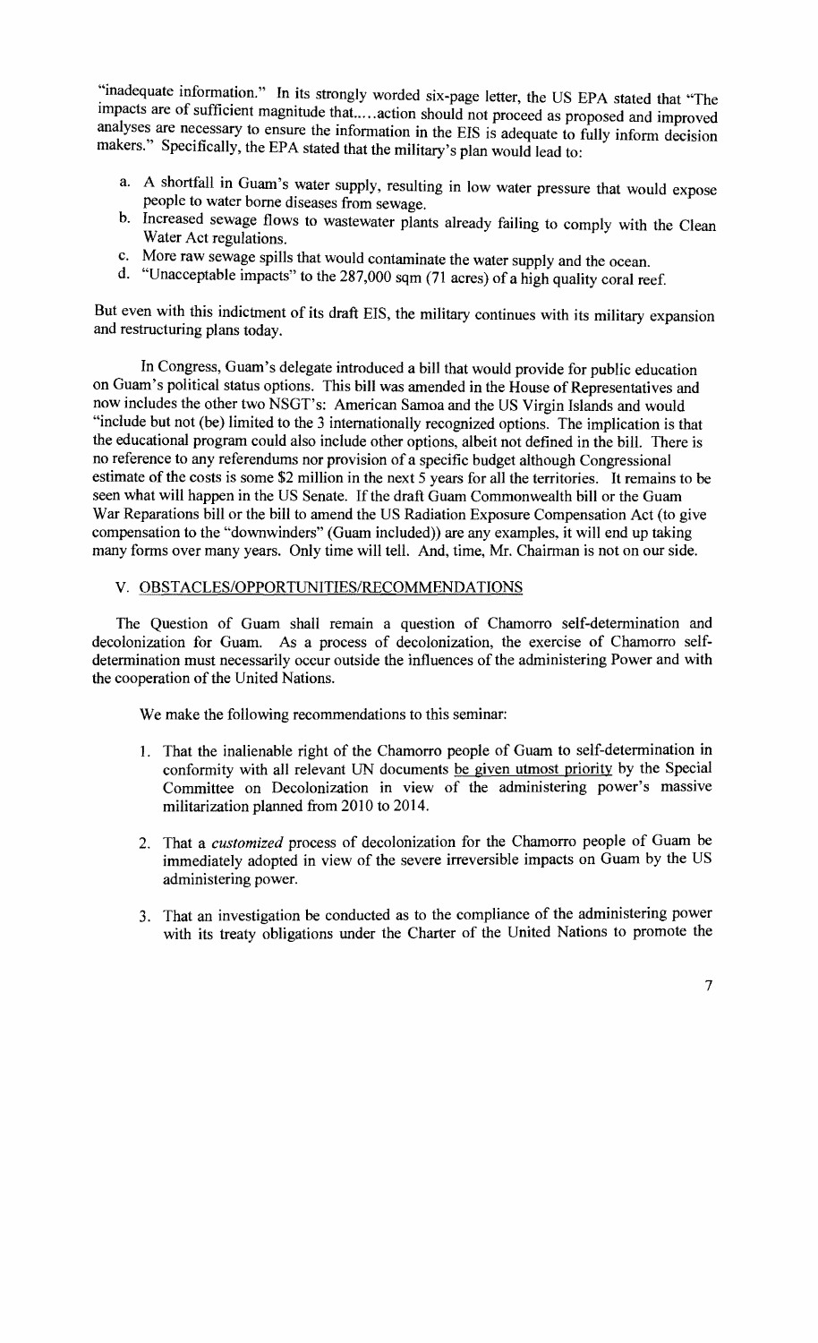"inadequate information." In its strongly worded six-page letter, the US EPA stated that "The impacts are of sufficient magnitude that.....action should not proceed as proposed and improved analyses are necessary to ensure the information in the EIS is adequate to fully inform decision makers." Specifically, the EPA stated that the military's plan would lead to:

a. A shortfall in Guam's water supply, resulting in low water pressure that would expose people to water borne diseases from sewage.
b. Increased sewage flows to wastewater plants already failing to comply with the Clean Water Act regulations.
c. More raw sewage spills that would contaminate the water supply and the ocean.
d. "Unacceptable impacts" to the 287,000 sqm (71 acres) of a high quality coral reef.

But even with this indictment of its draft EIS, the military continues with its military expansion and restructuring plans today.

In Congress, Guam's delegate introduced a bill that would provide for public education on Guam's political status options. This bill was amended in the House of Representatives and now includes the other two NSGT's: American Samoa and the US Virgin Islands and would "include but not (be) limited to the 3 internationally recognized options. The implication is that the educational program could also include other options, albeit not defined in the bill. There is no reference to any referendums nor provision of a specific budget although Congressional estimate of the costs is some $2 million in the next 5 years for all the territories. It remains to be seen what will happen in the US Senate. If the draft Guam Commonwealth bill or the Guam War Reparations bill or the bill to amend the US Radiation Exposure Compensation Act (to give compensation to the "downwinders" (Guam included)) are any examples, it will end up taking many forms over many years. Only time will tell. And, time, Mr. Chairman is not on our side.

## V. OBSTACLES/OPPORTUNITIES/RECOMMENDATIONS

The Question of Guam shall remain a question of Chamorro self-determination and decolonization for Guam. As a process of decolonization, the exercise of Chamorro self-determination must necessarily occur outside the influences of the administering Power and with the cooperation of the United Nations.

We make the following recommendations to this seminar:

1. That the inalienable right of the Chamorro people of Guam to self-determination in conformity with all relevant UN documents <u>be given utmost priority</u> by the Special Committee on Decolonization in view of the administering power's massive militarization planned from 2010 to 2014.

2. That a *customized* process of decolonization for the Chamorro people of Guam be immediately adopted in view of the severe irreversible impacts on Guam by the US administering power.

3. That an investigation be conducted as to the compliance of the administering power with its treaty obligations under the Charter of the United Nations to promote the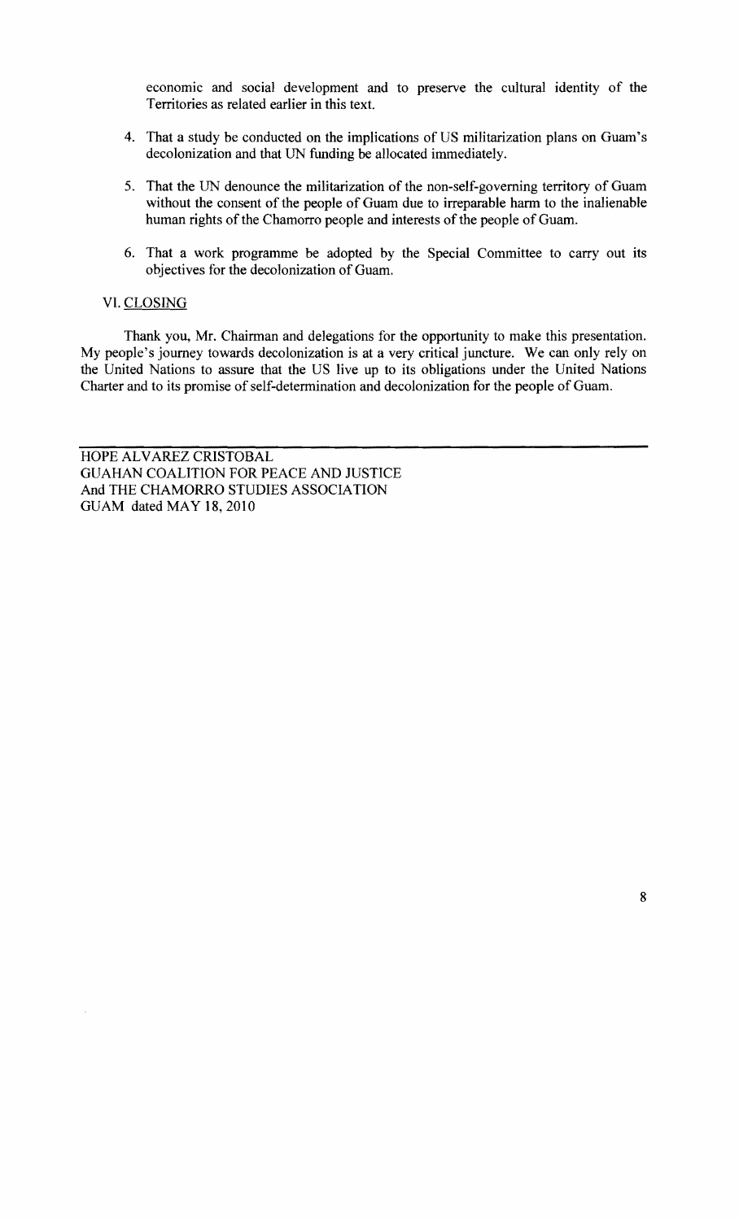economic and social development and to preserve the cultural identity of the Territories as related earlier in this text.

4. That a study be conducted on the implications of US militarization plans on Guam's decolonization and that UN funding be allocated immediately.

5. That the UN denounce the militarization of the non-self-governing territory of Guam without the consent of the people of Guam due to irreparable harm to the inalienable human rights of the Chamorro people and interests of the people of Guam.

6. That a work programme be adopted by the Special Committee to carry out its objectives for the decolonization of Guam.

## VI. CLOSING

Thank you, Mr. Chairman and delegations for the opportunity to make this presentation. My people's journey towards decolonization is at a very critical juncture. We can only rely on the United Nations to assure that the US live up to its obligations under the United Nations Charter and to its promise of self-determination and decolonization for the people of Guam.

---

HOPE ALVAREZ CRISTOBAL
GUAHAN COALITION FOR PEACE AND JUSTICE
And THE CHAMORRO STUDIES ASSOCIATION
GUAM dated MAY 18, 2010